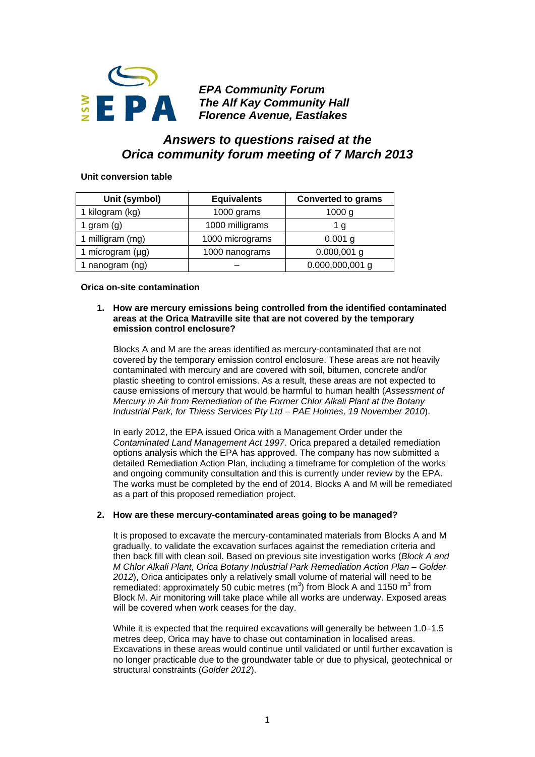**EPA Community Forum**
***The Alf Kay Community Hall***
***Florence Avenue, Eastlakes***

# *Answers to questions raised at the Orica community forum meeting of 7 March 2013*

**Unit conversion table**

| Unit (symbol) | Equivalents | Converted to grams |
|---|---|---|
| 1 kilogram (kg) | 1000 grams | 1000 g |
| 1 gram (g) | 1000 milligrams | 1 g |
| 1 milligram (mg) | 1000 micrograms | 0.001 g |
| 1 microgram (µg) | 1000 nanograms | 0.000,001 g |
| 1 nanogram (ng) | – | 0.000,000,001 g |

**Orica on-site contamination**

1. **How are mercury emissions being controlled from the identified contaminated areas at the Orica Matraville site that are not covered by the temporary emission control enclosure?**

   Blocks A and M are the areas identified as mercury-contaminated that are not covered by the temporary emission control enclosure. These areas are not heavily contaminated with mercury and are covered with soil, bitumen, concrete and/or plastic sheeting to control emissions. As a result, these areas are not expected to cause emissions of mercury that would be harmful to human health (*Assessment of Mercury in Air from Remediation of the Former Chlor Alkali Plant at the Botany Industrial Park, for Thiess Services Pty Ltd – PAE Holmes, 19 November 2010*).

   In early 2012, the EPA issued Orica with a Management Order under the *Contaminated Land Management Act 1997*. Orica prepared a detailed remediation options analysis which the EPA has approved. The company has now submitted a detailed Remediation Action Plan, including a timeframe for completion of the works and ongoing community consultation and this is currently under review by the EPA. The works must be completed by the end of 2014. Blocks A and M will be remediated as a part of this proposed remediation project.

2. **How are these mercury-contaminated areas going to be managed?**

   It is proposed to excavate the mercury-contaminated materials from Blocks A and M gradually, to validate the excavation surfaces against the remediation criteria and then back fill with clean soil. Based on previous site investigation works (*Block A and M Chlor Alkali Plant, Orica Botany Industrial Park Remediation Action Plan – Golder 2012*), Orica anticipates only a relatively small volume of material will need to be remediated: approximately 50 cubic metres ($m^3$) from Block A and 1150 $m^3$ from Block M. Air monitoring will take place while all works are underway. Exposed areas will be covered when work ceases for the day.

   While it is expected that the required excavations will generally be between 1.0–1.5 metres deep, Orica may have to chase out contamination in localised areas. Excavations in these areas would continue until validated or until further excavation is no longer practicable due to the groundwater table or due to physical, geotechnical or structural constraints (*Golder 2012*).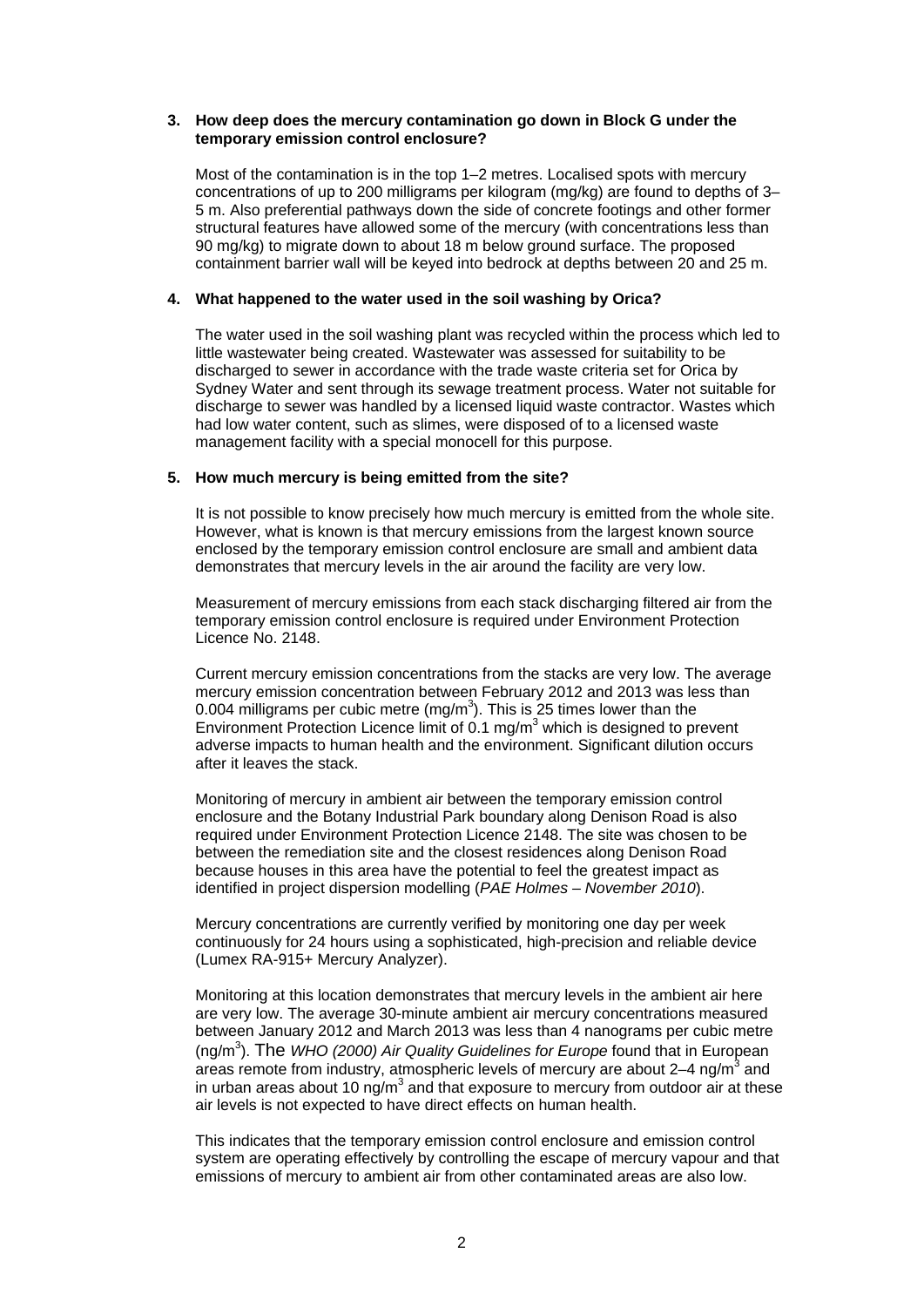### 3. How deep does the mercury contamination go down in Block G under the temporary emission control enclosure?

Most of the contamination is in the top 1–2 metres. Localised spots with mercury concentrations of up to 200 milligrams per kilogram (mg/kg) are found to depths of 3–5 m. Also preferential pathways down the side of concrete footings and other former structural features have allowed some of the mercury (with concentrations less than 90 mg/kg) to migrate down to about 18 m below ground surface. The proposed containment barrier wall will be keyed into bedrock at depths between 20 and 25 m.

### 4. What happened to the water used in the soil washing by Orica?

The water used in the soil washing plant was recycled within the process which led to little wastewater being created. Wastewater was assessed for suitability to be discharged to sewer in accordance with the trade waste criteria set for Orica by Sydney Water and sent through its sewage treatment process. Water not suitable for discharge to sewer was handled by a licensed liquid waste contractor. Wastes which had low water content, such as slimes, were disposed of to a licensed waste management facility with a special monocell for this purpose.

### 5. How much mercury is being emitted from the site?

It is not possible to know precisely how much mercury is emitted from the whole site. However, what is known is that mercury emissions from the largest known source enclosed by the temporary emission control enclosure are small and ambient data demonstrates that mercury levels in the air around the facility are very low.

Measurement of mercury emissions from each stack discharging filtered air from the temporary emission control enclosure is required under Environment Protection Licence No. 2148.

Current mercury emission concentrations from the stacks are very low. The average mercury emission concentration between February 2012 and 2013 was less than 0.004 milligrams per cubic metre (mg/m$^3$). This is 25 times lower than the Environment Protection Licence limit of 0.1 mg/m$^3$ which is designed to prevent adverse impacts to human health and the environment. Significant dilution occurs after it leaves the stack.

Monitoring of mercury in ambient air between the temporary emission control enclosure and the Botany Industrial Park boundary along Denison Road is also required under Environment Protection Licence 2148. The site was chosen to be between the remediation site and the closest residences along Denison Road because houses in this area have the potential to feel the greatest impact as identified in project dispersion modelling (*PAE Holmes – November 2010*).

Mercury concentrations are currently verified by monitoring one day per week continuously for 24 hours using a sophisticated, high-precision and reliable device (Lumex RA-915+ Mercury Analyzer).

Monitoring at this location demonstrates that mercury levels in the ambient air here are very low. The average 30-minute ambient air mercury concentrations measured between January 2012 and March 2013 was less than 4 nanograms per cubic metre (ng/m$^3$). The *WHO (2000) Air Quality Guidelines for Europe* found that in European areas remote from industry, atmospheric levels of mercury are about 2–4 ng/m$^3$ and in urban areas about 10 ng/m$^3$ and that exposure to mercury from outdoor air at these air levels is not expected to have direct effects on human health.

This indicates that the temporary emission control enclosure and emission control system are operating effectively by controlling the escape of mercury vapour and that emissions of mercury to ambient air from other contaminated areas are also low.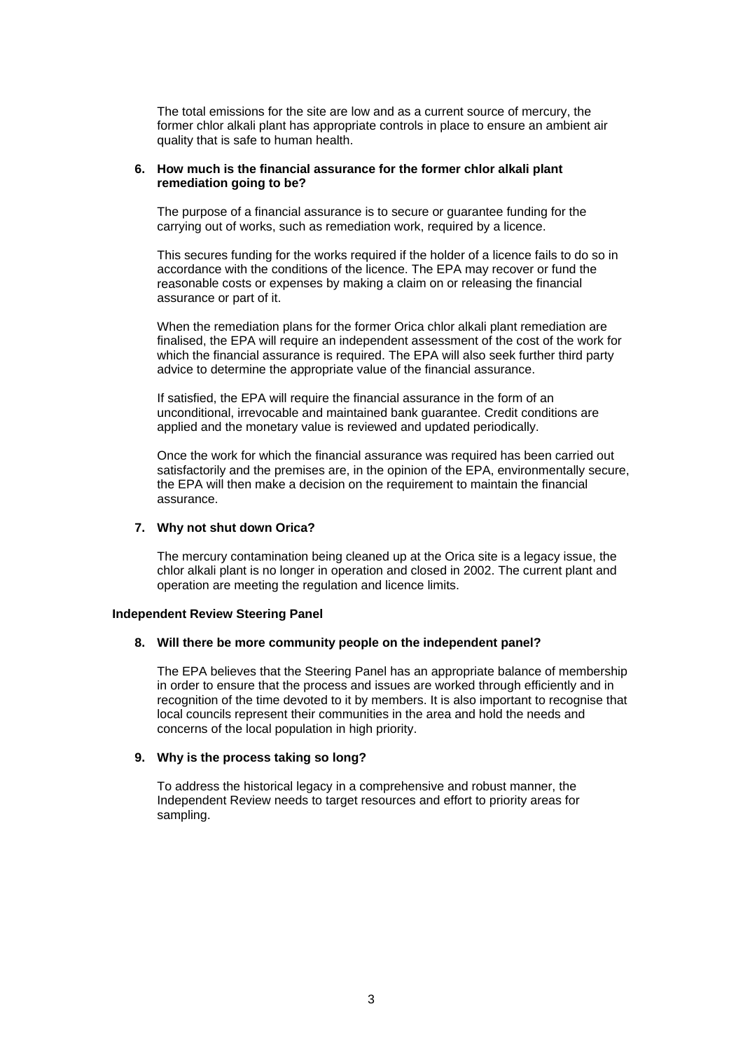The total emissions for the site are low and as a current source of mercury, the former chlor alkali plant has appropriate controls in place to ensure an ambient air quality that is safe to human health.

6. **How much is the financial assurance for the former chlor alkali plant remediation going to be?**

   The purpose of a financial assurance is to secure or guarantee funding for the carrying out of works, such as remediation work, required by a licence.

   This secures funding for the works required if the holder of a licence fails to do so in accordance with the conditions of the licence. The EPA may recover or fund the reasonable costs or expenses by making a claim on or releasing the financial assurance or part of it.

   When the remediation plans for the former Orica chlor alkali plant remediation are finalised, the EPA will require an independent assessment of the cost of the work for which the financial assurance is required. The EPA will also seek further third party advice to determine the appropriate value of the financial assurance.

   If satisfied, the EPA will require the financial assurance in the form of an unconditional, irrevocable and maintained bank guarantee. Credit conditions are applied and the monetary value is reviewed and updated periodically.

   Once the work for which the financial assurance was required has been carried out satisfactorily and the premises are, in the opinion of the EPA, environmentally secure, the EPA will then make a decision on the requirement to maintain the financial assurance.

7. **Why not shut down Orica?**

   The mercury contamination being cleaned up at the Orica site is a legacy issue, the chlor alkali plant is no longer in operation and closed in 2002. The current plant and operation are meeting the regulation and licence limits.

**Independent Review Steering Panel**

8. **Will there be more community people on the independent panel?**

   The EPA believes that the Steering Panel has an appropriate balance of membership in order to ensure that the process and issues are worked through efficiently and in recognition of the time devoted to it by members. It is also important to recognise that local councils represent their communities in the area and hold the needs and concerns of the local population in high priority.

9. **Why is the process taking so long?**

   To address the historical legacy in a comprehensive and robust manner, the Independent Review needs to target resources and effort to priority areas for sampling.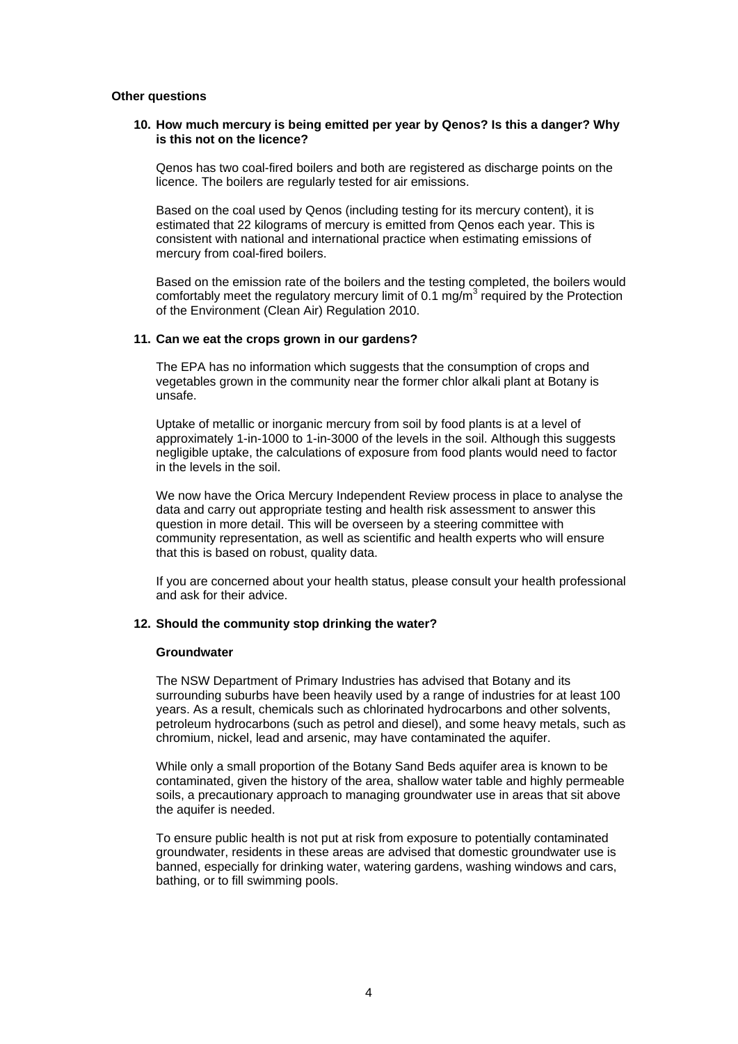**Other questions**

**10. How much mercury is being emitted per year by Qenos? Is this a danger? Why is this not on the licence?**

Qenos has two coal-fired boilers and both are registered as discharge points on the licence. The boilers are regularly tested for air emissions.

Based on the coal used by Qenos (including testing for its mercury content), it is estimated that 22 kilograms of mercury is emitted from Qenos each year. This is consistent with national and international practice when estimating emissions of mercury from coal-fired boilers.

Based on the emission rate of the boilers and the testing completed, the boilers would comfortably meet the regulatory mercury limit of 0.1 $mg/m^3$ required by the Protection of the Environment (Clean Air) Regulation 2010.

**11. Can we eat the crops grown in our gardens?**

The EPA has no information which suggests that the consumption of crops and vegetables grown in the community near the former chlor alkali plant at Botany is unsafe.

Uptake of metallic or inorganic mercury from soil by food plants is at a level of approximately 1-in-1000 to 1-in-3000 of the levels in the soil. Although this suggests negligible uptake, the calculations of exposure from food plants would need to factor in the levels in the soil.

We now have the Orica Mercury Independent Review process in place to analyse the data and carry out appropriate testing and health risk assessment to answer this question in more detail. This will be overseen by a steering committee with community representation, as well as scientific and health experts who will ensure that this is based on robust, quality data.

If you are concerned about your health status, please consult your health professional and ask for their advice.

**12. Should the community stop drinking the water?**

**Groundwater**

The NSW Department of Primary Industries has advised that Botany and its surrounding suburbs have been heavily used by a range of industries for at least 100 years. As a result, chemicals such as chlorinated hydrocarbons and other solvents, petroleum hydrocarbons (such as petrol and diesel), and some heavy metals, such as chromium, nickel, lead and arsenic, may have contaminated the aquifer.

While only a small proportion of the Botany Sand Beds aquifer area is known to be contaminated, given the history of the area, shallow water table and highly permeable soils, a precautionary approach to managing groundwater use in areas that sit above the aquifer is needed.

To ensure public health is not put at risk from exposure to potentially contaminated groundwater, residents in these areas are advised that domestic groundwater use is banned, especially for drinking water, watering gardens, washing windows and cars, bathing, or to fill swimming pools.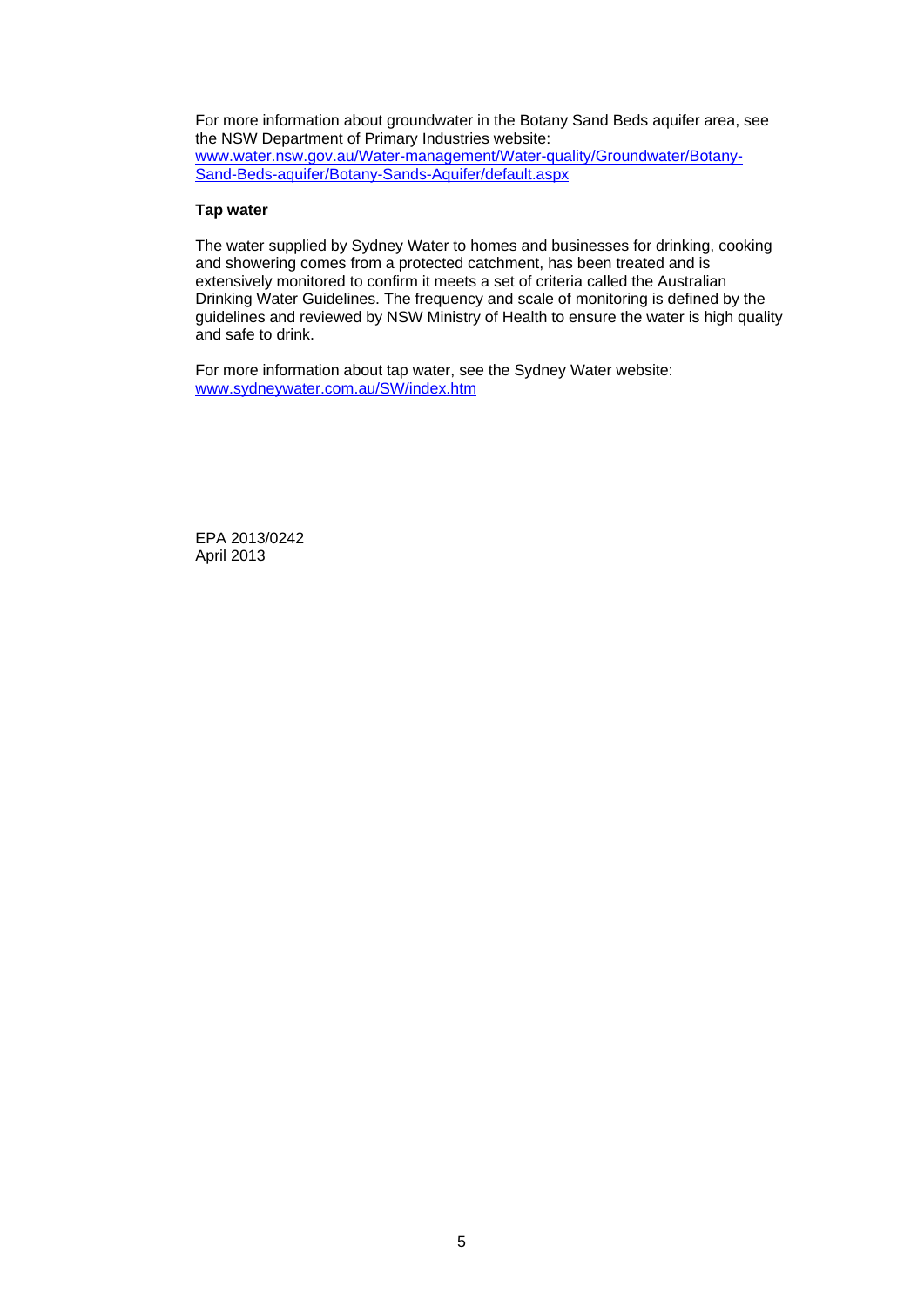For more information about groundwater in the Botany Sand Beds aquifer area, see the NSW Department of Primary Industries website:
[www.water.nsw.gov.au/Water-management/Water-quality/Groundwater/Botany-Sand-Beds-aquifer/Botany-Sands-Aquifer/default.aspx](http://www.water.nsw.gov.au/Water-management/Water-quality/Groundwater/Botany-Sand-Beds-aquifer/Botany-Sands-Aquifer/default.aspx)

**Tap water**

The water supplied by Sydney Water to homes and businesses for drinking, cooking and showering comes from a protected catchment, has been treated and is extensively monitored to confirm it meets a set of criteria called the Australian Drinking Water Guidelines. The frequency and scale of monitoring is defined by the guidelines and reviewed by NSW Ministry of Health to ensure the water is high quality and safe to drink.

For more information about tap water, see the Sydney Water website:
[www.sydneywater.com.au/SW/index.htm](http://www.sydneywater.com.au/SW/index.htm)

EPA 2013/0242
April 2013